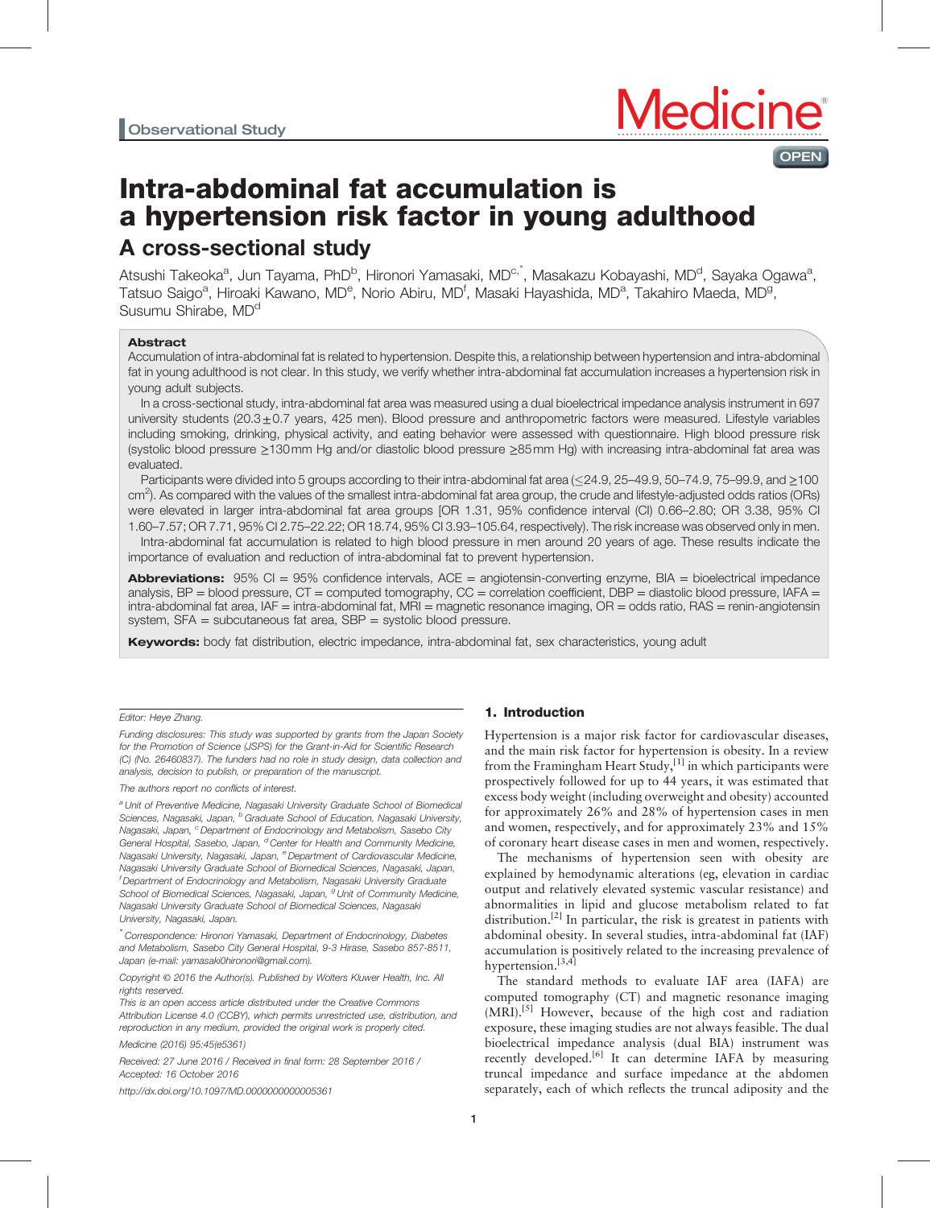Observational Study

# Intra-abdominal fat accumulation is a hypertension risk factor in young adulthood

## A cross-sectional study

Atsushi Takeoka[a], Jun Tayama, PhD[b], Hironori Yamasaki, MD[c,*], Masakazu Kobayashi, MD[d], Sayaka Ogawa[a], Tatsuo Saigo[a], Hiroaki Kawano, MD[e], Norio Abiru, MD[f], Masaki Hayashida, MD[a], Takahiro Maeda, MD[g], Susumu Shirabe, MD[d]

### Abstract

Accumulation of intra-abdominal fat is related to hypertension. Despite this, a relationship between hypertension and intra-abdominal fat in young adulthood is not clear. In this study, we verify whether intra-abdominal fat accumulation increases a hypertension risk in young adult subjects.

In a cross-sectional study, intra-abdominal fat area was measured using a dual bioelectrical impedance analysis instrument in 697 university students (20.3±0.7 years, 425 men). Blood pressure and anthropometric factors were measured. Lifestyle variables including smoking, drinking, physical activity, and eating behavior were assessed with questionnaire. High blood pressure risk (systolic blood pressure ≥130 mm Hg and/or diastolic blood pressure ≥85 mm Hg) with increasing intra-abdominal fat area was evaluated.

Participants were divided into 5 groups according to their intra-abdominal fat area (≤24.9, 25–49.9, 50–74.9, 75–99.9, and ≥100 cm$^2$). As compared with the values of the smallest intra-abdominal fat area group, the crude and lifestyle-adjusted odds ratios (ORs) were elevated in larger intra-abdominal fat area groups [OR 1.31, 95% confidence interval (CI) 0.66–2.80; OR 3.38, 95% CI 1.60–7.57; OR 7.71, 95% CI 2.75–22.22; OR 18.74, 95% CI 3.93–105.64, respectively). The risk increase was observed only in men.

Intra-abdominal fat accumulation is related to high blood pressure in men around 20 years of age. These results indicate the importance of evaluation and reduction of intra-abdominal fat to prevent hypertension.

**Abbreviations:** 95% CI = 95% confidence intervals, ACE = angiotensin-converting enzyme, BIA = bioelectrical impedance analysis, BP = blood pressure, CT = computed tomography, CC = correlation coefficient, DBP = diastolic blood pressure, IAFA = intra-abdominal fat area, IAF = intra-abdominal fat, MRI = magnetic resonance imaging, OR = odds ratio, RAS = renin-angiotensin system, SFA = subcutaneous fat area, SBP = systolic blood pressure.

**Keywords:** body fat distribution, electric impedance, intra-abdominal fat, sex characteristics, young adult

*Editor: Heye Zhang.*

*Funding disclosures: This study was supported by grants from the Japan Society for the Promotion of Science (JSPS) for the Grant-in-Aid for Scientific Research (C) (No. 26460837). The funders had no role in study design, data collection and analysis, decision to publish, or preparation of the manuscript.*

*The authors report no conflicts of interest.*

*[a] Unit of Preventive Medicine, Nagasaki University Graduate School of Biomedical Sciences, Nagasaki, Japan, [b] Graduate School of Education, Nagasaki University, Nagasaki, Japan, [c] Department of Endocrinology and Metabolism, Sasebo City General Hospital, Sasebo, Japan, [d] Center for Health and Community Medicine, Nagasaki University, Nagasaki, Japan, [e] Department of Cardiovascular Medicine, Nagasaki University Graduate School of Biomedical Sciences, Nagasaki, Japan, [f] Department of Endocrinology and Metabolism, Nagasaki University Graduate School of Biomedical Sciences, Nagasaki, Japan, [g] Unit of Community Medicine, Nagasaki University Graduate School of Biomedical Sciences, Nagasaki University, Nagasaki, Japan.*

*[*] Correspondence: Hironori Yamasaki, Department of Endocrinology, Diabetes and Metabolism, Sasebo City General Hospital, 9-3 Hirase, Sasebo 857-8511, Japan (e-mail: yamasaki0hironori@gmail.com).*

*Copyright © 2016 the Author(s). Published by Wolters Kluwer Health, Inc. All rights reserved.*

*This is an open access article distributed under the Creative Commons Attribution License 4.0 (CCBY), which permits unrestricted use, distribution, and reproduction in any medium, provided the original work is properly cited.*

*Medicine (2016) 95:45(e5361)*

*Received: 27 June 2016 / Received in final form: 28 September 2016 / Accepted: 16 October 2016*

*http://dx.doi.org/10.1097/MD.0000000000005361*

## 1. Introduction

Hypertension is a major risk factor for cardiovascular diseases, and the main risk factor for hypertension is obesity. In a review from the Framingham Heart Study,[1] in which participants were prospectively followed for up to 44 years, it was estimated that excess body weight (including overweight and obesity) accounted for approximately 26% and 28% of hypertension cases in men and women, respectively, and for approximately 23% and 15% of coronary heart disease cases in men and women, respectively.

The mechanisms of hypertension seen with obesity are explained by hemodynamic alterations (eg, elevation in cardiac output and relatively elevated systemic vascular resistance) and abnormalities in lipid and glucose metabolism related to fat distribution.[2] In particular, the risk is greatest in patients with abdominal obesity. In several studies, intra-abdominal fat (IAF) accumulation is positively related to the increasing prevalence of hypertension.[3,4]

The standard methods to evaluate IAF area (IAFA) are computed tomography (CT) and magnetic resonance imaging (MRI).[5] However, because of the high cost and radiation exposure, these imaging studies are not always feasible. The dual bioelectrical impedance analysis (dual BIA) instrument was recently developed.[6] It can determine IAFA by measuring truncal impedance and surface impedance at the abdomen separately, each of which reflects the truncal adiposity and the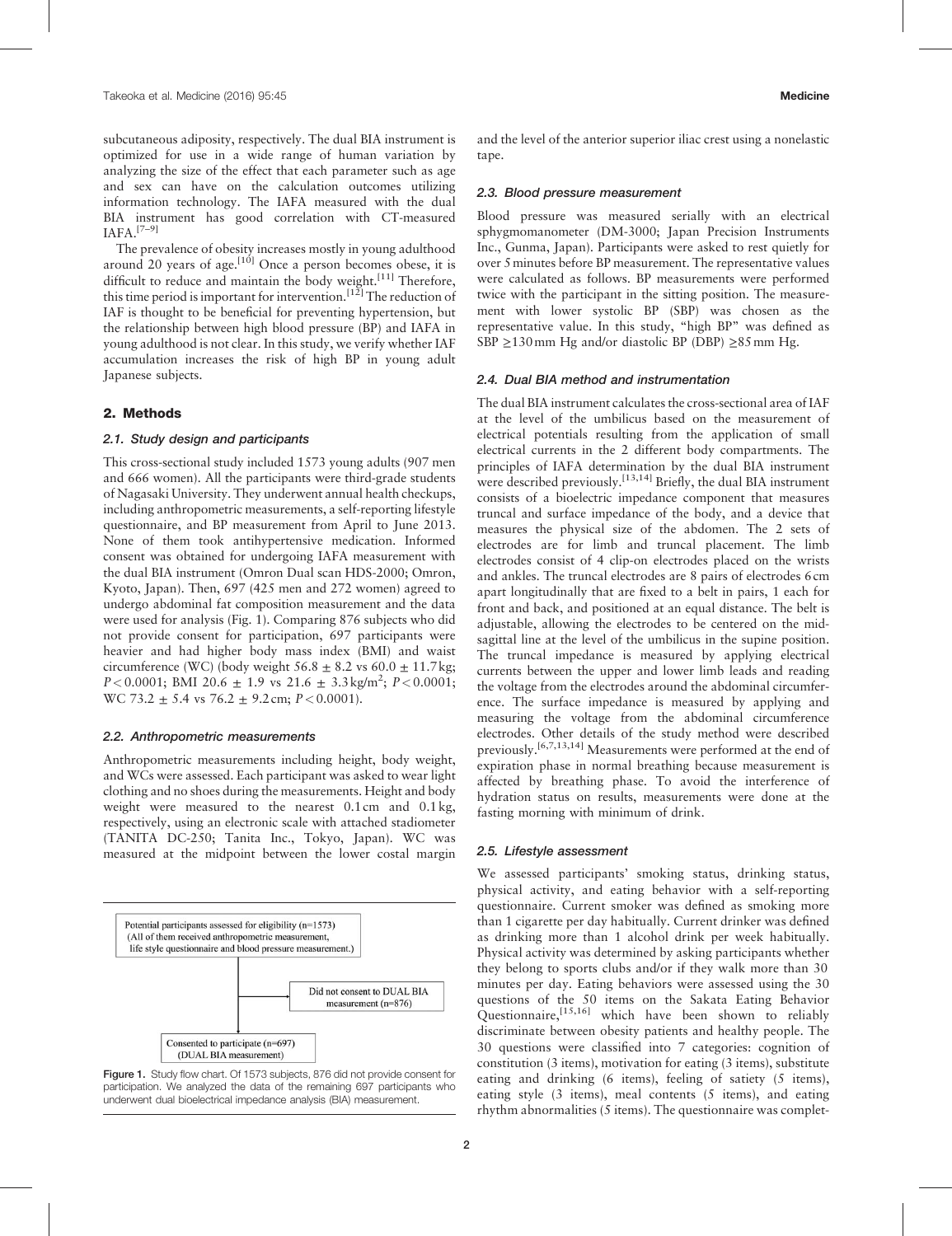subcutaneous adiposity, respectively. The dual BIA instrument is optimized for use in a wide range of human variation by analyzing the size of the effect that each parameter such as age and sex can have on the calculation outcomes utilizing information technology. The IAFA measured with the dual BIA instrument has good correlation with CT-measured IAFA.[7–9]

The prevalence of obesity increases mostly in young adulthood around 20 years of age.[10] Once a person becomes obese, it is difficult to reduce and maintain the body weight.[11] Therefore, this time period is important for intervention.[12] The reduction of IAF is thought to be beneficial for preventing hypertension, but the relationship between high blood pressure (BP) and IAFA in young adulthood is not clear. In this study, we verify whether IAF accumulation increases the risk of high BP in young adult Japanese subjects.

## 2. Methods

### 2.1. Study design and participants

This cross-sectional study included 1573 young adults (907 men and 666 women). All the participants were third-grade students of Nagasaki University. They underwent annual health checkups, including anthropometric measurements, a self-reporting lifestyle questionnaire, and BP measurement from April to June 2013. None of them took antihypertensive medication. Informed consent was obtained for undergoing IAFA measurement with the dual BIA instrument (Omron Dual scan HDS-2000; Omron, Kyoto, Japan). Then, 697 (425 men and 272 women) agreed to undergo abdominal fat composition measurement and the data were used for analysis (Fig. 1). Comparing 876 subjects who did not provide consent for participation, 697 participants were heavier and had higher body mass index (BMI) and waist circumference (WC) (body weight $56.8 \pm 8.2$ vs $60.0 \pm 11.7$ kg; $P < 0.0001$; BMI $20.6 \pm 1.9$ vs $21.6 \pm 3.3$ kg/m$^2$; $P < 0.0001$; WC $73.2 \pm 5.4$ vs $76.2 \pm 9.2$ cm; $P < 0.0001$).

### 2.2. Anthropometric measurements

Anthropometric measurements including height, body weight, and WCs were assessed. Each participant was asked to wear light clothing and no shoes during the measurements. Height and body weight were measured to the nearest 0.1 cm and 0.1 kg, respectively, using an electronic scale with attached stadiometer (TANITA DC-250; Tanita Inc., Tokyo, Japan). WC was measured at the midpoint between the lower costal margin and the level of the anterior superior iliac crest using a nonelastic tape.

Potential participants assessed for eligibility (n=1573)
(All of them received anthropometric measurement, life style questionnaire and blood pressure measurement.)

Did not consent to DUAL BIA measurement (n=876)

Consented to participate (n=697)
(DUAL BIA measurement)

Figure 1. Study flow chart. Of 1573 subjects, 876 did not provide consent for participation. We analyzed the data of the remaining 697 participants who underwent dual bioelectrical impedance analysis (BIA) measurement.

### 2.3. Blood pressure measurement

Blood pressure was measured serially with an electrical sphygmomanometer (DM-3000; Japan Precision Instruments Inc., Gunma, Japan). Participants were asked to rest quietly for over 5 minutes before BP measurement. The representative values were calculated as follows. BP measurements were performed twice with the participant in the sitting position. The measurement with lower systolic BP (SBP) was chosen as the representative value. In this study, "high BP" was defined as SBP ≥130 mm Hg and/or diastolic BP (DBP) ≥85 mm Hg.

### 2.4. Dual BIA method and instrumentation

The dual BIA instrument calculates the cross-sectional area of IAF at the level of the umbilicus based on the measurement of electrical potentials resulting from the application of small electrical currents in the 2 different body compartments. The principles of IAFA determination by the dual BIA instrument were described previously.[13,14] Briefly, the dual BIA instrument consists of a bioelectric impedance component that measures truncal and surface impedance of the body, and a device that measures the physical size of the abdomen. The 2 sets of electrodes are for limb and truncal placement. The limb electrodes consist of 4 clip-on electrodes placed on the wrists and ankles. The truncal electrodes are 8 pairs of electrodes 6 cm apart longitudinally that are fixed to a belt in pairs, 1 each for front and back, and positioned at an equal distance. The belt is adjustable, allowing the electrodes to be centered on the mid-sagittal line at the level of the umbilicus in the supine position. The truncal impedance is measured by applying electrical currents between the upper and lower limb leads and reading the voltage from the electrodes around the abdominal circumference. The surface impedance is measured by applying and measuring the voltage from the abdominal circumference electrodes. Other details of the study method were described previously.[6,7,13,14] Measurements were performed at the end of expiration phase in normal breathing because measurement is affected by breathing phase. To avoid the interference of hydration status on results, measurements were done at the fasting morning with minimum of drink.

### 2.5. Lifestyle assessment

We assessed participants' smoking status, drinking status, physical activity, and eating behavior with a self-reporting questionnaire. Current smoker was defined as smoking more than 1 cigarette per day habitually. Current drinker was defined as drinking more than 1 alcohol drink per week habitually. Physical activity was determined by asking participants whether they belong to sports clubs and/or if they walk more than 30 minutes per day. Eating behaviors were assessed using the 30 questions of the 50 items on the Sakata Eating Behavior Questionnaire,[15,16] which have been shown to reliably discriminate between obesity patients and healthy people. The 30 questions were classified into 7 categories: cognition of constitution (3 items), motivation for eating (3 items), substitute eating and drinking (6 items), feeling of satiety (5 items), eating style (3 items), meal contents (5 items), and eating rhythm abnormalities (5 items). The questionnaire was complet-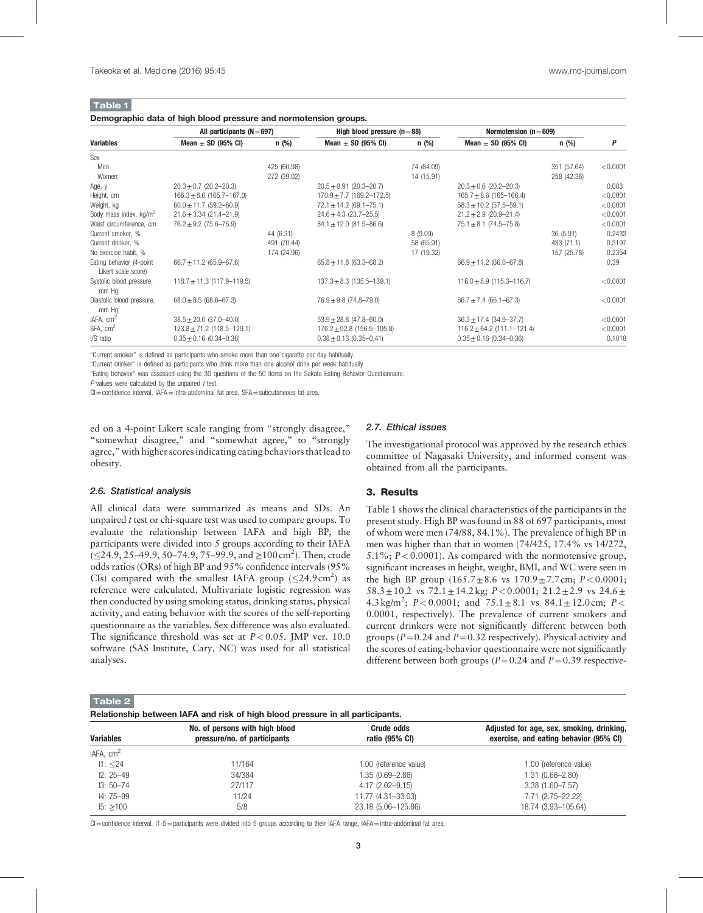**Table 1**

**Demographic data of high blood pressure and normotension groups.**

| Variables | All participants (N=697) | | High blood pressure (n=88) | | Normotension (n=609) | | P |
|---|---|---|---|---|---|---|---|
| | Mean ± SD (95% CI) | n (%) | Mean ± SD (95% CI) | n (%) | Mean ± SD (95% CI) | n (%) | |
| Sex | | | | | | | |
| Men | | 425 (60.98) | | 74 (84.09) | | 351 (57.64) | <0.0001 |
| Women | | 272 (39.02) | | 14 (15.91) | | 258 (42.36) | |
| Age, y | 20.3±0.7 (20.2–20.3) | | 20.5±0.91 (20.3–20.7) | | 20.3±0.6 (20.2–20.3) | | 0.003 |
| Height, cm | 166.3±8.6 (165.7–167.0) | | 170.9±7.7 (169.2–172.5) | | 165.7±8.6 (165–166.4) | | <0.0001 |
| Weight, kg | 60.0±11.7 (59.2–60.9) | | 72.1±14.2 (69.1–75.1) | | 58.3±10.2 (57.5–59.1) | | <0.0001 |
| Body mass index, kg/m$^2$ | 21.6±3.34 (21.4–21.9) | | 24.6±4.3 (23.7–25.5) | | 21.2±2.9 (20.9–21.4) | | <0.0001 |
| Waist circumference, cm | 76.2±9.2 (75.6–76.9) | | 84.1±12.0 (81.5–86.6) | | 75.1±8.1 (74.5–75.8) | | <0.0001 |
| Current smoker, % | | 44 (6.31) | | 8 (9.09) | | 36 (5.91) | 0.2433 |
| Current drinker, % | | 491 (70.44) | | 58 (65.91) | | 433 (71.1) | 0.3197 |
| No exercise habit, % | | 174 (24.96) | | 17 (19.32) | | 157 (25.78) | 0.2354 |
| Eating behavior (4-point Likert scale score) | 66.7±11.2 (65.9–67.6) | | 65.8±11.8 (63.3–68.2) | | 66.9±11.2 (66.0–67.8) | | 0.39 |
| Systolic blood pressure, mm Hg | 118.7±11.3 (117.9–119.5) | | 137.3±8.3 (135.5–139.1) | | 116.0±8.9 (115.3–116.7) | | <0.0001 |
| Diastolic blood pressure, mm Hg | 68.0±8.5 (68.6–67.3) | | 76.9±9.8 (74.8–79.0) | | 66.7±7.4 (66.1–67.3) | | <0.0001 |
| IAFA, cm$^2$ | 38.5±20.0 (37.0–40.0) | | 53.9±28.8 (47.8–60.0) | | 36.3±17.4 (34.9–37.7) | | <0.0001 |
| SFA, cm$^2$ | 123.8±71.2 (118.5–129.1) | | 176.2±92.8 (156.5–195.8) | | 116.2±64.2 (111.1–121.4) | | <0.0001 |
| I/S ratio | 0.35±0.16 (0.34–0.36) | | 0.38±0.13 (0.35–0.41) | | 0.35±0.16 (0.34–0.36) | | 0.1018 |

"Current smoker" is defined as participants who smoke more than one cigarette per day habitually.
"Current drinker" is defined as participants who drink more than one alcohol drink per week habitually.
"Eating behavior" was assessed using the 30 questions of the 50 items on the Sakata Eating Behavior Questionnaire.
P values were calculated by the unpaired t test.
CI=confidence interval, IAFA=intra-abdominal fat area, SFA=subcutaneous fat area.

ed on a 4-point Likert scale ranging from "strongly disagree," "somewhat disagree," and "somewhat agree," to "strongly agree," with higher scores indicating eating behaviors that lead to obesity.

### 2.6. Statistical analysis

All clinical data were summarized as means and SDs. An unpaired *t* test or chi-square test was used to compare groups. To evaluate the relationship between IAFA and high BP, the participants were divided into 5 groups according to their IAFA (≤24.9, 25–49.9, 50–74.9, 75–99.9, and ≥100 cm$^2$). Then, crude odds ratios (ORs) of high BP and 95% confidence intervals (95% CIs) compared with the smallest IAFA group (≤24.9 cm$^2$) as reference were calculated. Multivariate logistic regression was then conducted by using smoking status, drinking status, physical activity, and eating behavior with the scores of the self-reporting questionnaire as the variables. Sex difference was also evaluated. The significance threshold was set at $P<0.05$. JMP ver. 10.0 software (SAS Institute, Cary, NC) was used for all statistical analyses.

### 2.7. Ethical issues

The investigational protocol was approved by the research ethics committee of Nagasaki University, and informed consent was obtained from all the participants.

## 3. Results

Table 1 shows the clinical characteristics of the participants in the present study. High BP was found in 88 of 697 participants, most of whom were men (74/88, 84.1%). The prevalence of high BP in men was higher than that in women (74/425, 17.4% vs 14/272, 5.1%; $P<0.0001$). As compared with the normotensive group, significant increases in height, weight, BMI, and WC were seen in the high BP group (165.7±8.6 vs 170.9±7.7 cm; $P<0.0001$; 58.3±10.2 vs 72.1±14.2 kg; $P<0.0001$; 21.2±2.9 vs 24.6±4.3 kg/m$^2$; $P<0.0001$; and 75.1±8.1 vs 84.1±12.0 cm; $P<0.0001$, respectively). The prevalence of current smokers and current drinkers were not significantly different between both groups ($P=0.24$ and $P=0.32$ respectively). Physical activity and the scores of eating-behavior questionnaire were not significantly different between both groups ($P=0.24$ and $P=0.39$ respective-

**Table 2**

**Relationship between IAFA and risk of high blood pressure in all participants.**

| Variables | No. of persons with high blood pressure/no. of participants | Crude odds ratio (95% CI) | Adjusted for age, sex, smoking, drinking, exercise, and eating behavior (95% CI) |
|---|---|---|---|
| IAFA, cm$^2$ | | | |
| I1: ≤24 | 11/164 | 1.00 (reference value) | 1.00 (reference value) |
| I2: 25–49 | 34/384 | 1.35 (0.69–2.86) | 1.31 (0.66–2.80) |
| I3: 50–74 | 27/117 | 4.17 (2.02–9.15) | 3.38 (1.60–7.57) |
| I4: 75–99 | 11/24 | 11.77 (4.31–33.03) | 7.71 (2.75–22.22) |
| I5: ≥100 | 5/8 | 23.18 (5.06–125.86) | 18.74 (3.93–105.64) |

CI=confidence interval, I1-5=participants were divided into 5 groups according to their IAFA range, IAFA=intra-abdominal fat area.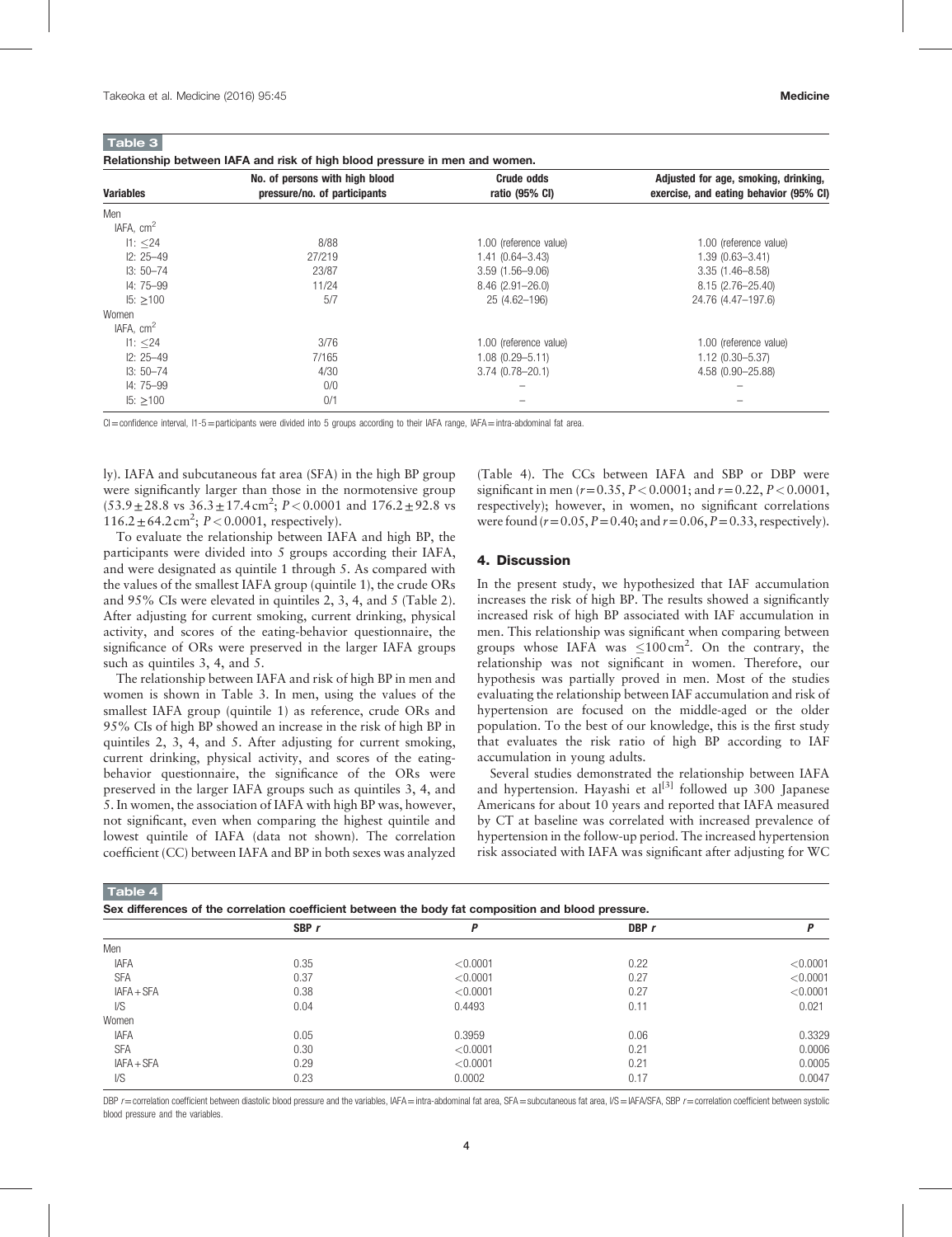**Table 3**

Relationship between IAFA and risk of high blood pressure in men and women.

| Variables | No. of persons with high blood pressure/no. of participants | Crude odds ratio (95% CI) | Adjusted for age, smoking, drinking, exercise, and eating behavior (95% CI) |
|---|---|---|---|
| Men | | | |
| IAFA, cm$^2$ | | | |
| I1: ≤24 | 8/88 | 1.00 (reference value) | 1.00 (reference value) |
| I2: 25–49 | 27/219 | 1.41 (0.64–3.43) | 1.39 (0.63–3.41) |
| I3: 50–74 | 23/87 | 3.59 (1.56–9.06) | 3.35 (1.46–8.58) |
| I4: 75–99 | 11/24 | 8.46 (2.91–26.0) | 8.15 (2.76–25.40) |
| I5: ≥100 | 5/7 | 25 (4.62–196) | 24.76 (4.47–197.6) |
| Women | | | |
| IAFA, cm$^2$ | | | |
| I1: ≤24 | 3/76 | 1.00 (reference value) | 1.00 (reference value) |
| I2: 25–49 | 7/165 | 1.08 (0.29–5.11) | 1.12 (0.30–5.37) |
| I3: 50–74 | 4/30 | 3.74 (0.78–20.1) | 4.58 (0.90–25.88) |
| I4: 75–99 | 0/0 | – | – |
| I5: ≥100 | 0/1 | – | – |

CI = confidence interval, I1-5 = participants were divided into 5 groups according to their IAFA range, IAFA = intra-abdominal fat area.

ly). IAFA and subcutaneous fat area (SFA) in the high BP group were significantly larger than those in the normotensive group ($53.9 \pm 28.8$ vs $36.3 \pm 17.4\,cm^2$; $P < 0.0001$ and $176.2 \pm 92.8$ vs $116.2 \pm 64.2\,cm^2$; $P < 0.0001$, respectively).

To evaluate the relationship between IAFA and high BP, the participants were divided into 5 groups according their IAFA, and were designated as quintile 1 through 5. As compared with the values of the smallest IAFA group (quintile 1), the crude ORs and 95% CIs were elevated in quintiles 2, 3, 4, and 5 (Table 2). After adjusting for current smoking, current drinking, physical activity, and scores of the eating-behavior questionnaire, the significance of ORs were preserved in the larger IAFA groups such as quintiles 3, 4, and 5.

The relationship between IAFA and risk of high BP in men and women is shown in Table 3. In men, using the values of the smallest IAFA group (quintile 1) as reference, crude ORs and 95% CIs of high BP showed an increase in the risk of high BP in quintiles 2, 3, 4, and 5. After adjusting for current smoking, current drinking, physical activity, and scores of the eating-behavior questionnaire, the significance of the ORs were preserved in the larger IAFA groups such as quintiles 3, 4, and 5. In women, the association of IAFA with high BP was, however, not significant, even when comparing the highest quintile and lowest quintile of IAFA (data not shown). The correlation coefficient (CC) between IAFA and BP in both sexes was analyzed (Table 4). The CCs between IAFA and SBP or DBP were significant in men ($r = 0.35$, $P < 0.0001$; and $r = 0.22$, $P < 0.0001$, respectively); however, in women, no significant correlations were found ($r = 0.05$, $P = 0.40$; and $r = 0.06$, $P = 0.33$, respectively).

## 4. Discussion

In the present study, we hypothesized that IAF accumulation increases the risk of high BP. The results showed a significantly increased risk of high BP associated with IAF accumulation in men. This relationship was significant when comparing between groups whose IAFA was ≤100 cm$^2$. On the contrary, the relationship was not significant in women. Therefore, our hypothesis was partially proved in men. Most of the studies evaluating the relationship between IAF accumulation and risk of hypertension are focused on the middle-aged or the older population. To the best of our knowledge, this is the first study that evaluates the risk ratio of high BP according to IAF accumulation in young adults.

Several studies demonstrated the relationship between IAFA and hypertension. Hayashi et al[3] followed up 300 Japanese Americans for about 10 years and reported that IAFA measured by CT at baseline was correlated with increased prevalence of hypertension in the follow-up period. The increased hypertension risk associated with IAFA was significant after adjusting for WC

**Table 4**

Sex differences of the correlation coefficient between the body fat composition and blood pressure.

| | SBP *r* | *P* | DBP *r* | *P* |
|---|---|---|---|---|
| Men | | | | |
| IAFA | 0.35 | <0.0001 | 0.22 | <0.0001 |
| SFA | 0.37 | <0.0001 | 0.27 | <0.0001 |
| IAFA + SFA | 0.38 | <0.0001 | 0.27 | <0.0001 |
| I/S | 0.04 | 0.4493 | 0.11 | 0.021 |
| Women | | | | |
| IAFA | 0.05 | 0.3959 | 0.06 | 0.3329 |
| SFA | 0.30 | <0.0001 | 0.21 | 0.0006 |
| IAFA + SFA | 0.29 | <0.0001 | 0.21 | 0.0005 |
| I/S | 0.23 | 0.0002 | 0.17 | 0.0047 |

DBP *r* = correlation coefficient between diastolic blood pressure and the variables, IAFA = intra-abdominal fat area, SFA = subcutaneous fat area, I/S = IAFA/SFA, SBP *r* = correlation coefficient between systolic blood pressure and the variables.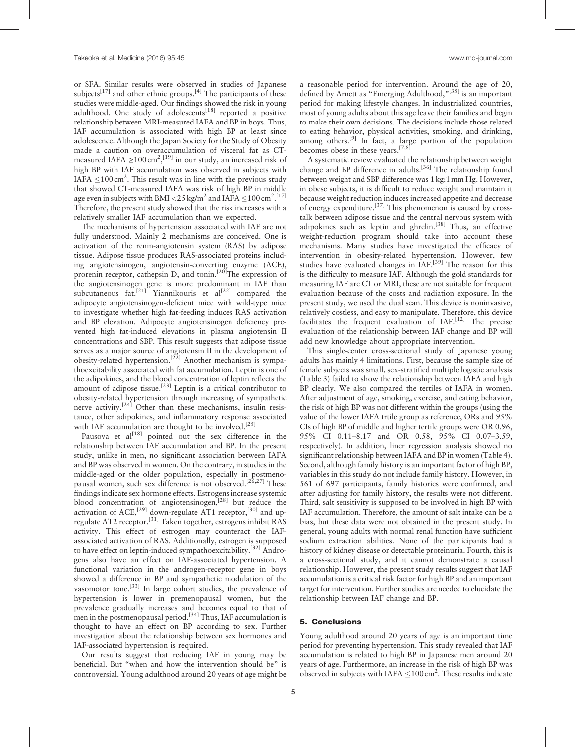or SFA. Similar results were observed in studies of Japanese subjects[17] and other ethnic groups.[4] The participants of these studies were middle-aged. Our findings showed the risk in young adulthood. One study of adolescents[18] reported a positive relationship between MRI-measured IAFA and BP in boys. Thus, IAF accumulation is associated with high BP at least since adolescence. Although the Japan Society for the Study of Obesity made a caution on overaccumulation of visceral fat as CT-measured IAFA $\geq$100 cm$^2$,[19] in our study, an increased risk of high BP with IAF accumulation was observed in subjects with IAFA $\leq$100 cm$^2$. This result was in line with the previous study that showed CT-measured IAFA was risk of high BP in middle age even in subjects with BMI <25 kg/m$^2$ and IAFA $\leq$100 cm$^2$.[17] Therefore, the present study showed that the risk increases with a relatively smaller IAF accumulation than we expected.

The mechanisms of hypertension associated with IAF are not fully understood. Mainly 2 mechanisms are conceived. One is activation of the renin-angiotensin system (RAS) by adipose tissue. Adipose tissue produces RAS-associated proteins including angiotensinogen, angiotensin-converting enzyme (ACE), prorenin receptor, cathepsin D, and tonin.[20]The expression of the angiotensinogen gene is more predominant in IAF than subcutaneous fat.[21] Yiannikouris et al[22] compared the adipocyte angiotensinogen-deficient mice with wild-type mice to investigate whether high fat-feeding induces RAS activation and BP elevation. Adipocyte angiotensinogen deficiency prevented high fat-induced elevations in plasma angiotensin II concentrations and SBP. This result suggests that adipose tissue serves as a major source of angiotensin II in the development of obesity-related hypertension.[22] Another mechanism is sympathoexcitability associated with fat accumulation. Leptin is one of the adipokines, and the blood concentration of leptin reflects the amount of adipose tissue.[23] Leptin is a critical contributor to obesity-related hypertension through increasing of sympathetic nerve activity.[24] Other than these mechanisms, insulin resistance, other adipokines, and inflammatory response associated with IAF accumulation are thought to be involved.[25]

Pausova et al[18] pointed out the sex difference in the relationship between IAF accumulation and BP. In the present study, unlike in men, no significant association between IAFA and BP was observed in women. On the contrary, in studies in the middle-aged or the older population, especially in postmenopausal women, such sex difference is not observed.[26,27] These findings indicate sex hormone effects. Estrogens increase systemic blood concentration of angiotensinogen,[28] but reduce the activation of ACE,[29] down-regulate AT1 receptor,[30] and up-regulate AT2 receptor.[31] Taken together, estrogens inhibit RAS activity. This effect of estrogen may counteract the IAF-associated activation of RAS. Additionally, estrogen is supposed to have effect on leptin-induced sympathoexcitability.[32] Androgens also have an effect on IAF-associated hypertension. A functional variation in the androgen-receptor gene in boys showed a difference in BP and sympathetic modulation of the vasomotor tone.[33] In large cohort studies, the prevalence of hypertension is lower in premenopausal women, but the prevalence gradually increases and becomes equal to that of men in the postmenopausal period.[34] Thus, IAF accumulation is thought to have an effect on BP according to sex. Further investigation about the relationship between sex hormones and IAF-associated hypertension is required.

Our results suggest that reducing IAF in young may be beneficial. But "when and how the intervention should be" is controversial. Young adulthood around 20 years of age might be a reasonable period for intervention. Around the age of 20, defined by Arnett as "Emerging Adulthood,"[35] is an important period for making lifestyle changes. In industrialized countries, most of young adults about this age leave their families and begin to make their own decisions. The decisions include those related to eating behavior, physical activities, smoking, and drinking, among others.[9] In fact, a large portion of the population becomes obese in these years.[7,8]

A systematic review evaluated the relationship between weight change and BP difference in adults.[36] The relationship found between weight and SBP difference was 1 kg:1 mm Hg. However, in obese subjects, it is difficult to reduce weight and maintain it because weight reduction induces increased appetite and decrease of energy expenditure.[37] This phenomenon is caused by crosstalk between adipose tissue and the central nervous system with adipokines such as leptin and ghrelin.[38] Thus, an effective weight-reduction program should take into account these mechanisms. Many studies have investigated the efficacy of intervention in obesity-related hypertension. However, few studies have evaluated changes in IAF.[39] The reason for this is the difficulty to measure IAF. Although the gold standards for measuring IAF are CT or MRI, these are not suitable for frequent evaluation because of the costs and radiation exposure. In the present study, we used the dual scan. This device is noninvasive, relatively costless, and easy to manipulate. Therefore, this device facilitates the frequent evaluation of IAF.[12] The precise evaluation of the relationship between IAF change and BP will add new knowledge about appropriate intervention.

This single-center cross-sectional study of Japanese young adults has mainly 4 limitations. First, because the sample size of female subjects was small, sex-stratified multiple logistic analysis (Table 3) failed to show the relationship between IAFA and high BP clearly. We also compared the tertiles of IAFA in women. After adjustment of age, smoking, exercise, and eating behavior, the risk of high BP was not different within the groups (using the value of the lower IAFA trtile group as reference, ORs and 95% CIs of high BP of middle and higher tertile groups were OR 0.96, 95% CI 0.11–8.17 and OR 0.58, 95% CI 0.07–3.59, respectively). In addition, liner regression analysis showed no significant relationship between IAFA and BP in women (Table 4). Second, although family history is an important factor of high BP, variables in this study do not include family history. However, in 561 of 697 participants, family histories were confirmed, and after adjusting for family history, the results were not different. Third, salt sensitivity is supposed to be involved in high BP with IAF accumulation. Therefore, the amount of salt intake can be a bias, but these data were not obtained in the present study. In general, young adults with normal renal function have sufficient sodium extraction abilities. None of the participants had a history of kidney disease or detectable proteinuria. Fourth, this is a cross-sectional study, and it cannot demonstrate a causal relationship. However, the present study results suggest that IAF accumulation is a critical risk factor for high BP and an important target for intervention. Further studies are needed to elucidate the relationship between IAF change and BP.

## 5. Conclusions

Young adulthood around 20 years of age is an important time period for preventing hypertension. This study revealed that IAF accumulation is related to high BP in Japanese men around 20 years of age. Furthermore, an increase in the risk of high BP was observed in subjects with IAFA $\leq$100 cm$^2$. These results indicate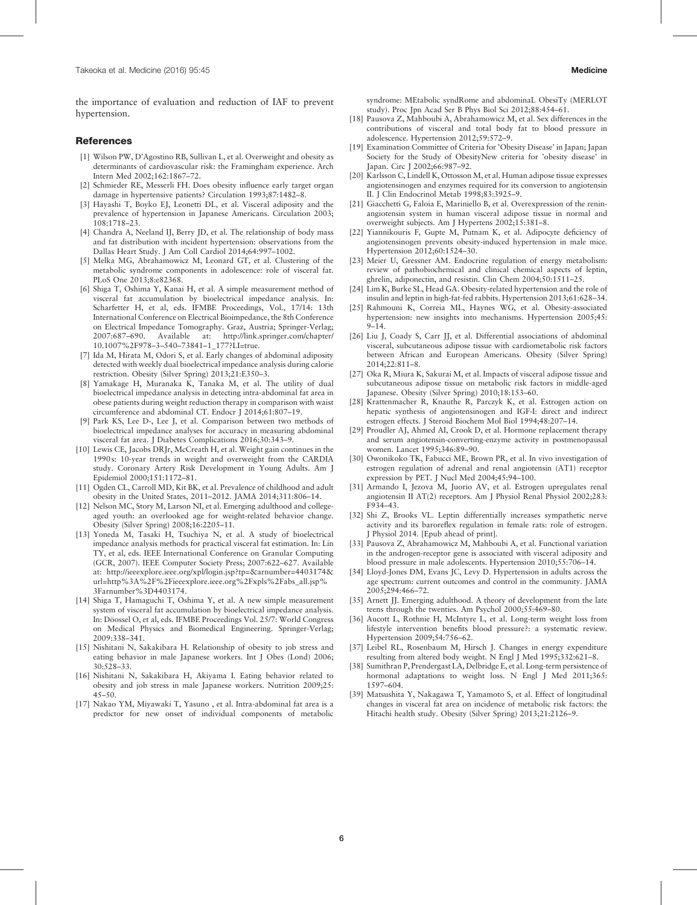the importance of evaluation and reduction of IAF to prevent hypertension.

## References

- [1] Wilson PW, D'Agostino RB, Sullivan L, et al. Overweight and obesity as determinants of cardiovascular risk: the Framingham experience. Arch Intern Med 2002;162:1867–72.
- [2] Schmieder RE, Messerli FH. Does obesity influence early target organ damage in hypertensive patients? Circulation 1993;87:1482–8.
- [3] Hayashi T, Boyko EJ, Leonetti DL, et al. Visceral adiposity and the prevalence of hypertension in Japanese Americans. Circulation 2003; 108:1718–23.
- [4] Chandra A, Neeland IJ, Berry JD, et al. The relationship of body mass and fat distribution with incident hypertension: observations from the Dallas Heart Study. J Am Coll Cardiol 2014;64:997–1002.
- [5] Melka MG, Abrahamowicz M, Leonard GT, et al. Clustering of the metabolic syndrome components in adolescence: role of visceral fat. PLoS One 2013;8:e82368.
- [6] Shiga T, Oshima Y, Kanai H, et al. A simple measurement method of visceral fat accumulation by bioelectrical impedance analysis. In: Scharfetter H, et al, eds. IFMBE Proceedings, Vol., 17/14: 13th International Conference on Electrical Bioimpedance, the 8th Conference on Electrical Impedance Tomography. Graz, Austria; Springer-Verlag; 2007:687–690. Available at: http://link.springer.com/chapter/10.1007%2F978–3–540–73841–1_177?LI=true.
- [7] Ida M, Hirata M, Odori S, et al. Early changes of abdominal adiposity detected with weekly dual bioelectrical impedance analysis during calorie restriction. Obesity (Silver Spring) 2013;21:E350–3.
- [8] Yamakage H, Muranaka K, Tanaka M, et al. The utility of dual bioelectrical impedance analysis in detecting intra-abdominal fat area in obese patients during weight reduction therapy in comparison with waist circumference and abdominal CT. Endocr J 2014;61:807–19.
- [9] Park KS, Lee D-, Lee J, et al. Comparison between two methods of bioelectrical impedance analyses for accuracy in measuring abdominal visceral fat area. J Diabetes Complications 2016;30:343–9.
- [10] Lewis CE, Jacobs DRJr, McCreath H, et al. Weight gain continues in the 1990s: 10-year trends in weight and overweight from the CARDIA study. Coronary Artery Risk Development in Young Adults. Am J Epidemiol 2000;151:1172–81.
- [11] Ogden CL, Carroll MD, Kit BK, et al. Prevalence of childhood and adult obesity in the United States, 2011–2012. JAMA 2014;311:806–14.
- [12] Nelson MC, Story M, Larson NI, et al. Emerging adulthood and college-aged youth: an overlooked age for weight-related behavior change. Obesity (Silver Spring) 2008;16:2205–11.
- [13] Yoneda M, Tasaki H, Tsuchiya N, et al. A study of bioelectrical impedance analysis methods for practical visceral fat estimation. In: Lin TY, et al, eds. IEEE International Conference on Granular Computing (GCR, 2007). IEEE Computer Society Press; 2007:622–627. Available at: http://ieeexplore.ieee.org/xpl/login.jsp?tp=&arnumber=4403174&url=http%3A%2F%2Fieeexplore.ieee.org%2Fxpls%2Fabs_all.jsp%3Farnumber%3D4403174.
- [14] Shiga T, Hamaguchi T, Oshima Y, et al. A new simple measurement system of visceral fat accumulation by bioelectrical impedance analysis. In: Döossel O, et al, eds. IFMBE Proceedings Vol. 25/7: World Congress on Medical Physics and Biomedical Engineering. Springer-Verlag; 2009:338–341.
- [15] Nishitani N, Sakakibara H. Relationship of obesity to job stress and eating behavior in male Japanese workers. Int J Obes (Lond) 2006; 30:528–33.
- [16] Nishitani N, Sakakibara H, Akiyama I. Eating behavior related to obesity and job stress in male Japanese workers. Nutrition 2009;25: 45–50.
- [17] Nakao YM, Miyawaki T, Yasuno , et al. Intra-abdominal fat area is a predictor for new onset of individual components of metabolic syndrome: MEtabolic syndRome and abdominaL ObesiTy (MERLOT study). Proc Jpn Acad Ser B Phys Biol Sci 2012;88:454–61.
- [18] Pausova Z, Mahboubi A, Abrahamowicz M, et al. Sex differences in the contributions of visceral and total body fat to blood pressure in adolescence. Hypertension 2012;59:572–9.
- [19] Examination Committee of Criteria for 'Obesity Disease' in Japan; Japan Society for the Study of ObesityNew criteria for 'obesity disease' in Japan. Circ J 2002;66:987–92.
- [20] Karlsson C, Lindell K, Ottosson M, et al. Human adipose tissue expresses angiotensinogen and enzymes required for its conversion to angiotensin II. J Clin Endocrinol Metab 1998;83:3925–9.
- [21] Giacchetti G, Faloia E, Mariniello B, et al. Overexpression of the renin-angiotensin system in human visceral adipose tissue in normal and overweight subjects. Am J Hypertens 2002;15:381–8.
- [22] Yiannikouris F, Gupte M, Putnam K, et al. Adipocyte deficiency of angiotensinogen prevents obesity-induced hypertension in male mice. Hypertension 2012;60:1524–30.
- [23] Meier U, Gressner AM. Endocrine regulation of energy metabolism: review of pathobiochemical and clinical chemical aspects of leptin, ghrelin, adiponectin, and resistin. Clin Chem 2004;50:1511–25.
- [24] Lim K, Burke SL, Head GA. Obesity-related hypertension and the role of insulin and leptin in high-fat-fed rabbits. Hypertension 2013;61:628–34.
- [25] Rahmouni K, Correia ML, Haynes WG, et al. Obesity-associated hypertension: new insights into mechanisms. Hypertension 2005;45: 9–14.
- [26] Liu J, Coady S, Carr JJ, et al. Differential associations of abdominal visceral, subcutaneous adipose tissue with cardiometabolic risk factors between African and European Americans. Obesity (Silver Spring) 2014;22:811–8.
- [27] Oka R, Miura K, Sakurai M, et al. Impacts of visceral adipose tissue and subcutaneous adipose tissue on metabolic risk factors in middle-aged Japanese. Obesity (Silver Spring) 2010;18:153–60.
- [28] Krattenmacher R, Knauthe R, Parczyk K, et al. Estrogen action on hepatic synthesis of angiotensinogen and IGF-I: direct and indirect estrogen effects. J Steroid Biochem Mol Biol 1994;48:207–14.
- [29] Proudler AJ, Ahmed AI, Crook D, et al. Hormone replacement therapy and serum angiotensin-converting-enzyme activity in postmenopausal women. Lancet 1995;346:89–90.
- [30] Owonikoko TK, Fabucci ME, Brown PR, et al. In vivo investigation of estrogen regulation of adrenal and renal angiotensin (AT1) receptor expression by PET. J Nucl Med 2004;45:94–100.
- [31] Armando I, Jezova M, Juorio AV, et al. Estrogen upregulates renal angiotensin II AT(2) receptors. Am J Physiol Renal Physiol 2002;283: F934–43.
- [32] Shi Z, Brooks VL. Leptin differentially increases sympathetic nerve activity and its baroreflex regulation in female rats: role of estrogen. J Physiol 2014. [Epub ahead of print].
- [33] Pausova Z, Abrahamowicz M, Mahboubi A, et al. Functional variation in the androgen-receptor gene is associated with visceral adiposity and blood pressure in male adolescents. Hypertension 2010;55:706–14.
- [34] Lloyd-Jones DM, Evans JC, Levy D. Hypertension in adults across the age spectrum: current outcomes and control in the community. JAMA 2005;294:466–72.
- [35] Arnett JJ. Emerging adulthood. A theory of development from the late teens through the twenties. Am Psychol 2000;55:469–80.
- [36] Aucott L, Rothnie H, McIntyre L, et al. Long-term weight loss from lifestyle intervention benefits blood pressure?: a systematic review. Hypertension 2009;54:756–62.
- [37] Leibel RL, Rosenbaum M, Hirsch J. Changes in energy expenditure resulting from altered body weight. N Engl J Med 1995;332:621–8.
- [38] Sumithran P, Prendergast LA, Delbridge E, et al. Long-term persistence of hormonal adaptations to weight loss. N Engl J Med 2011;365: 1597–604.
- [39] Matsushita Y, Nakagawa T, Yamamoto S, et al. Effect of longitudinal changes in visceral fat area on incidence of metabolic risk factors: the Hitachi health study. Obesity (Silver Spring) 2013;21:2126–9.